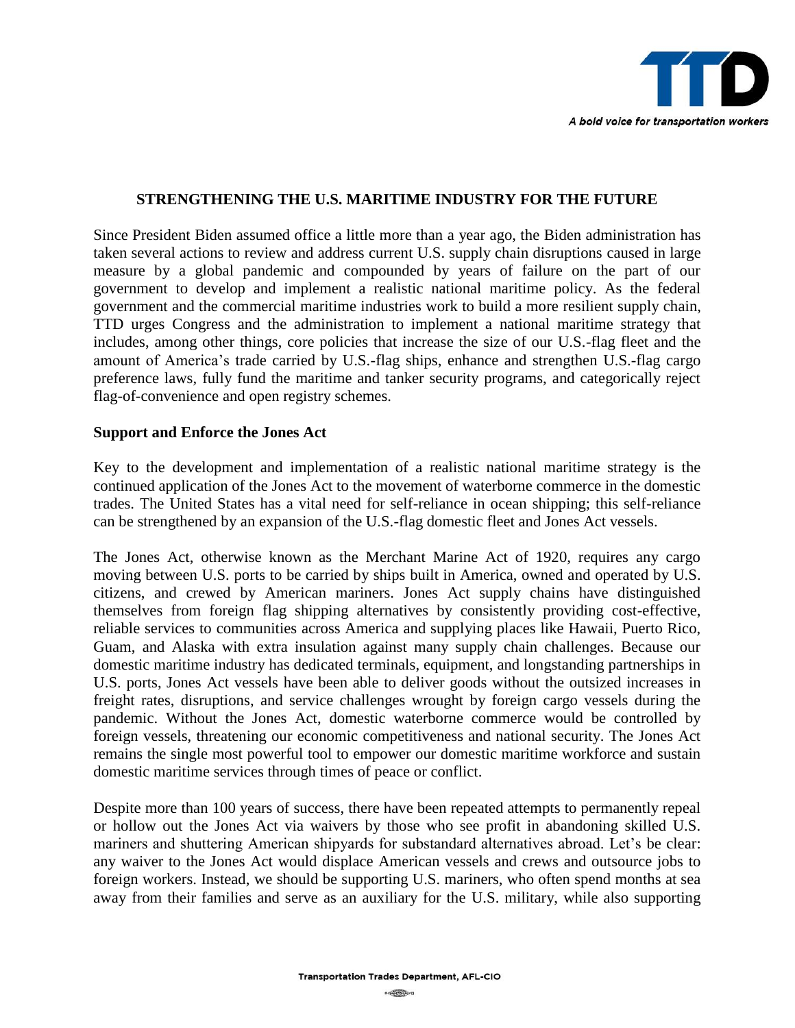## STRENGTHENING THE U.S. MARITIME INDUSTRY FOR THE FUTURE

Since President Biden assumed office a little more than a year ago, the Biden administration has taken several actions to review and address current U.S. supply chain disruptions caused in large measure by a global pandemic and compounded by years of failure on the part of our government to develop and implement a realistic national maritime policy. As the federal government and the commercial maritime industries work to build a more resilient supply chain, TTD urges Congress and the administration to implement a national maritime strategy that includes, among other things, core policies that increase the size of our U.S.-flag fleet and the amount of America's trade carried by U.S.-flag ships, enhance and strengthen U.S.-flag cargo preference laws, fully fund the maritime and tanker security programs, and categorically reject flag-of-convenience and open registry schemes.

### Support and Enforce the Jones Act

Key to the development and implementation of a realistic national maritime strategy is the continued application of the Jones Act to the movement of waterborne commerce in the domestic trades. The United States has a vital need for self-reliance in ocean shipping; this self-reliance can be strengthened by an expansion of the U.S.-flag domestic fleet and Jones Act vessels.

The Jones Act, otherwise known as the Merchant Marine Act of 1920, requires any cargo moving between U.S. ports to be carried by ships built in America, owned and operated by U.S. citizens, and crewed by American mariners. Jones Act supply chains have distinguished themselves from foreign flag shipping alternatives by consistently providing cost-effective, reliable services to communities across America and supplying places like Hawaii, Puerto Rico, Guam, and Alaska with extra insulation against many supply chain challenges. Because our domestic maritime industry has dedicated terminals, equipment, and longstanding partnerships in U.S. ports, Jones Act vessels have been able to deliver goods without the outsized increases in freight rates, disruptions, and service challenges wrought by foreign cargo vessels during the pandemic. Without the Jones Act, domestic waterborne commerce would be controlled by foreign vessels, threatening our economic competitiveness and national security. The Jones Act remains the single most powerful tool to empower our domestic maritime workforce and sustain domestic maritime services through times of peace or conflict.

Despite more than 100 years of success, there have been repeated attempts to permanently repeal or hollow out the Jones Act via waivers by those who see profit in abandoning skilled U.S. mariners and shuttering American shipyards for substandard alternatives abroad. Let's be clear: any waiver to the Jones Act would displace American vessels and crews and outsource jobs to foreign workers. Instead, we should be supporting U.S. mariners, who often spend months at sea away from their families and serve as an auxiliary for the U.S. military, while also supporting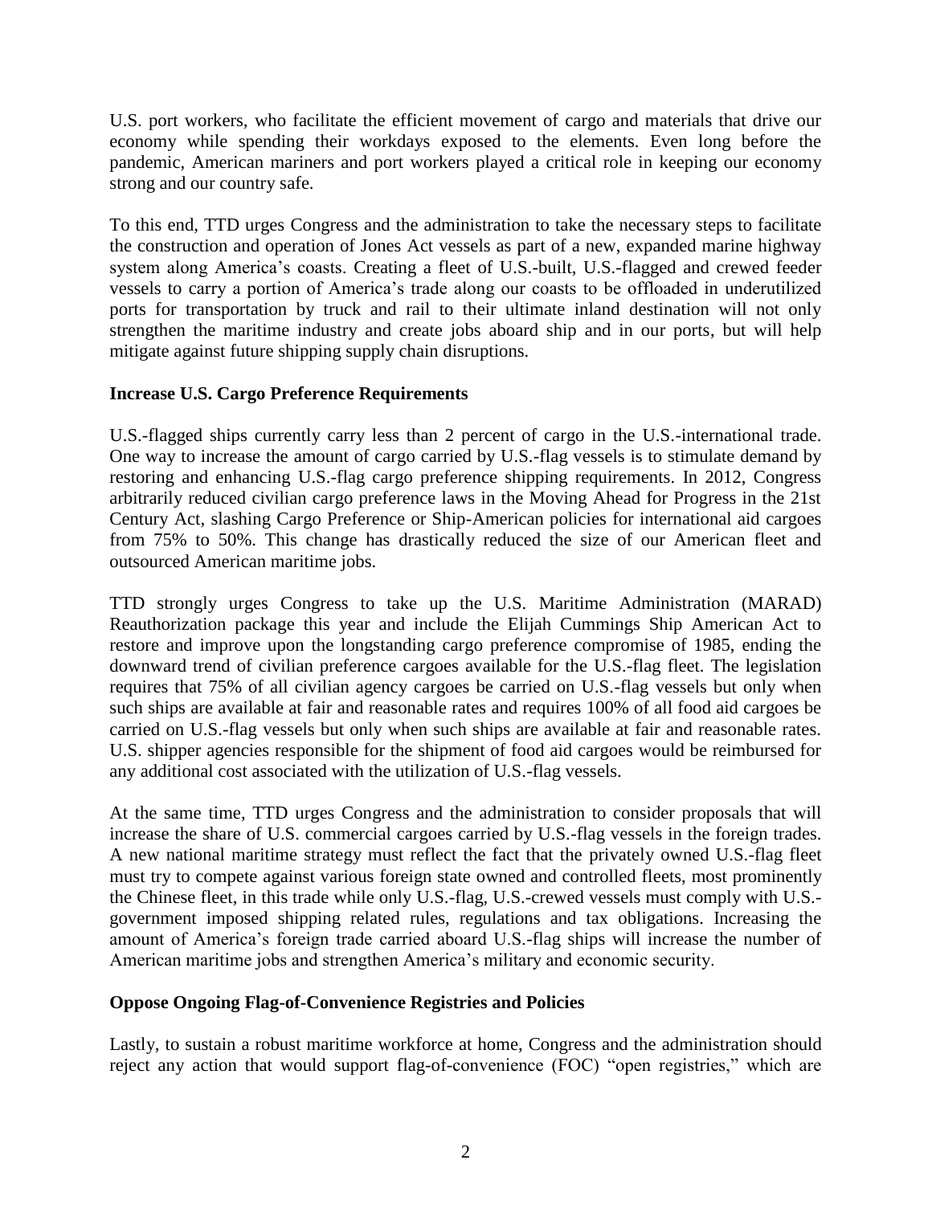U.S. port workers, who facilitate the efficient movement of cargo and materials that drive our economy while spending their workdays exposed to the elements. Even long before the pandemic, American mariners and port workers played a critical role in keeping our economy strong and our country safe.

To this end, TTD urges Congress and the administration to take the necessary steps to facilitate the construction and operation of Jones Act vessels as part of a new, expanded marine highway system along America's coasts. Creating a fleet of U.S.-built, U.S.-flagged and crewed feeder vessels to carry a portion of America's trade along our coasts to be offloaded in underutilized ports for transportation by truck and rail to their ultimate inland destination will not only strengthen the maritime industry and create jobs aboard ship and in our ports, but will help mitigate against future shipping supply chain disruptions.

**Increase U.S. Cargo Preference Requirements**

U.S.-flagged ships currently carry less than 2 percent of cargo in the U.S.-international trade. One way to increase the amount of cargo carried by U.S.-flag vessels is to stimulate demand by restoring and enhancing U.S.-flag cargo preference shipping requirements. In 2012, Congress arbitrarily reduced civilian cargo preference laws in the Moving Ahead for Progress in the 21st Century Act, slashing Cargo Preference or Ship-American policies for international aid cargoes from 75% to 50%. This change has drastically reduced the size of our American fleet and outsourced American maritime jobs.

TTD strongly urges Congress to take up the U.S. Maritime Administration (MARAD) Reauthorization package this year and include the Elijah Cummings Ship American Act to restore and improve upon the longstanding cargo preference compromise of 1985, ending the downward trend of civilian preference cargoes available for the U.S.-flag fleet. The legislation requires that 75% of all civilian agency cargoes be carried on U.S.-flag vessels but only when such ships are available at fair and reasonable rates and requires 100% of all food aid cargoes be carried on U.S.-flag vessels but only when such ships are available at fair and reasonable rates. U.S. shipper agencies responsible for the shipment of food aid cargoes would be reimbursed for any additional cost associated with the utilization of U.S.-flag vessels.

At the same time, TTD urges Congress and the administration to consider proposals that will increase the share of U.S. commercial cargoes carried by U.S.-flag vessels in the foreign trades. A new national maritime strategy must reflect the fact that the privately owned U.S.-flag fleet must try to compete against various foreign state owned and controlled fleets, most prominently the Chinese fleet, in this trade while only U.S.-flag, U.S.-crewed vessels must comply with U.S.-government imposed shipping related rules, regulations and tax obligations. Increasing the amount of America's foreign trade carried aboard U.S.-flag ships will increase the number of American maritime jobs and strengthen America's military and economic security.

**Oppose Ongoing Flag-of-Convenience Registries and Policies**

Lastly, to sustain a robust maritime workforce at home, Congress and the administration should reject any action that would support flag-of-convenience (FOC) "open registries," which are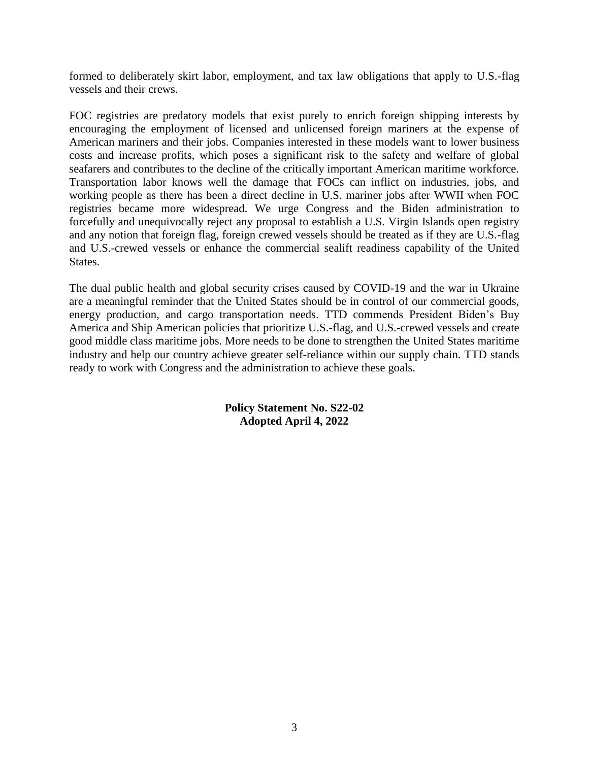formed to deliberately skirt labor, employment, and tax law obligations that apply to U.S.-flag vessels and their crews.

FOC registries are predatory models that exist purely to enrich foreign shipping interests by encouraging the employment of licensed and unlicensed foreign mariners at the expense of American mariners and their jobs. Companies interested in these models want to lower business costs and increase profits, which poses a significant risk to the safety and welfare of global seafarers and contributes to the decline of the critically important American maritime workforce. Transportation labor knows well the damage that FOCs can inflict on industries, jobs, and working people as there has been a direct decline in U.S. mariner jobs after WWII when FOC registries became more widespread. We urge Congress and the Biden administration to forcefully and unequivocally reject any proposal to establish a U.S. Virgin Islands open registry and any notion that foreign flag, foreign crewed vessels should be treated as if they are U.S.-flag and U.S.-crewed vessels or enhance the commercial sealift readiness capability of the United States.

The dual public health and global security crises caused by COVID-19 and the war in Ukraine are a meaningful reminder that the United States should be in control of our commercial goods, energy production, and cargo transportation needs. TTD commends President Biden's Buy America and Ship American policies that prioritize U.S.-flag, and U.S.-crewed vessels and create good middle class maritime jobs. More needs to be done to strengthen the United States maritime industry and help our country achieve greater self-reliance within our supply chain. TTD stands ready to work with Congress and the administration to achieve these goals.

**Policy Statement No. S22-02**
**Adopted April 4, 2022**